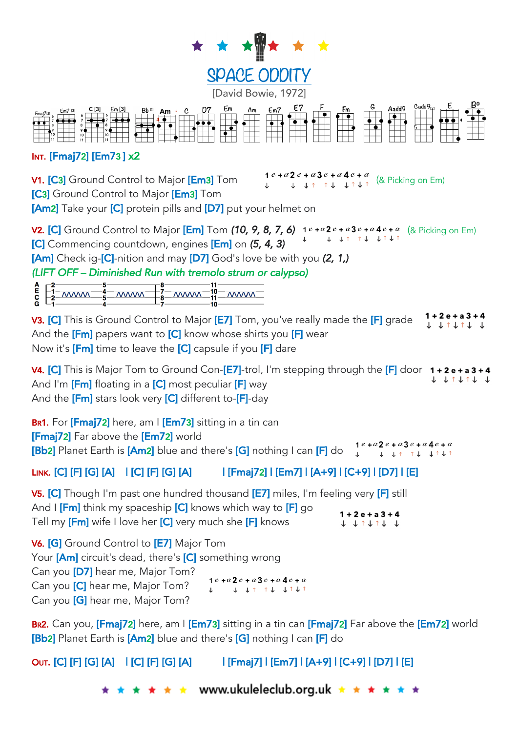# SPACE ODDITY

[David Bowie, 1972]

Fmaj7[2] Em7 [3] C [3] Em [3] Bb [2] Am [2] C D7 Em Am Em7 E7 F Fm G Aadd9 Cadd9[2] E B°

**INT.** [Fmaj72] [Em73 ] x2

**V1.** [C3] Ground Control to Major [Em3] Tom
[C3] Ground Control to Major [Em3] Tom
[Am2] Take your [C] protein pills and [D7] put your helmet on

1 e + a 2 e + a 3 e + a 4 e + a
↓ ↓ ↓↑ ↑↓ ↓↑↓↑ (& Picking on Em)

**V2.** [C] Ground Control to Major [Em] Tom *(10, 9, 8, 7, 6)*
[C] Commencing countdown, engines [Em] on *(5, 4, 3)*
[Am] Check ig-[C]-nition and may [D7] God's love be with you *(2, 1,)*
*(LIFT OFF – Diminished Run with tremolo strum or calypso)*

1 e + a 2 e + a 3 e + a 4 e + a
↓ ↓ ↓↑ ↑↓ ↓↑↓↑ (& Picking on Em)

```
A |-2-----------5-----------8-----------11-----------
E |-1--/\/\/\/--4--/\/\/\/--7--/\/\/\/--10--/\/\/\/--
C |-2-----------5-----------8-----------11-----------
G |-1-----------4-----------7-----------10-----------
```

**V3.** [C] This is Ground Control to Major [E7] Tom, you've really made the [F] grade
And the [Fm] papers want to [C] know whose shirts you [F] wear
Now it's [Fm] time to leave the [C] capsule if you [F] dare

1 + 2 e + a 3 + 4
↓ ↓↑↓↑↓ ↓

**V4.** [C] This is Major Tom to Ground Con-[E7]-trol, I'm stepping through the [F] door
And I'm [Fm] floating in a [C] most peculiar [F] way
And the [Fm] stars look very [C] different to-[F]-day

1 + 2 e + a 3 + 4
↓ ↓↑↓↑↓ ↓

**BR1.** For [Fmaj72] here, am I [Em73] sitting in a tin can
[Fmaj72] Far above the [Em72] world
[Bb2] Planet Earth is [Am2] blue and there's [G] nothing I can [F] do

1 e + a 2 e + a 3 e + a 4 e + a
↓ ↓ ↓↑ ↑↓ ↓↑↓↑

**LINK.** [C] [F] [G] [A] | [C] [F] [G] [A] | [Fmaj72] | [Em7] | [A+9] | [C+9] | [D7] | [E]

**V5.** [C] Though I'm past one hundred thousand [E7] miles, I'm feeling very [F] still
And I [Fm] think my spaceship [C] knows which way to [F] go
Tell my [Fm] wife I love her [C] very much she [F] knows

1 + 2 e + a 3 + 4
↓ ↓↑↓↑↓ ↓

**V6.** [G] Ground Control to [E7] Major Tom
Your [Am] circuit's dead, there's [C] something wrong
Can you [D7] hear me, Major Tom?
Can you [C] hear me, Major Tom?
Can you [G] hear me, Major Tom?

1 e + a 2 e + a 3 e + a 4 e + a
↓ ↓ ↓↑ ↑↓ ↓↑↓↑

**BR2.** Can you, [Fmaj72] here, am I [Em73] sitting in a tin can [Fmaj72] Far above the [Em72] world
[Bb2] Planet Earth is [Am2] blue and there's [G] nothing I can [F] do

**OUT.** [C] [F] [G] [A] | [C] [F] [G] [A] | [Fmaj7] | [Em7] | [A+9] | [C+9] | [D7] | [E]

www.ukuleleclub.org.uk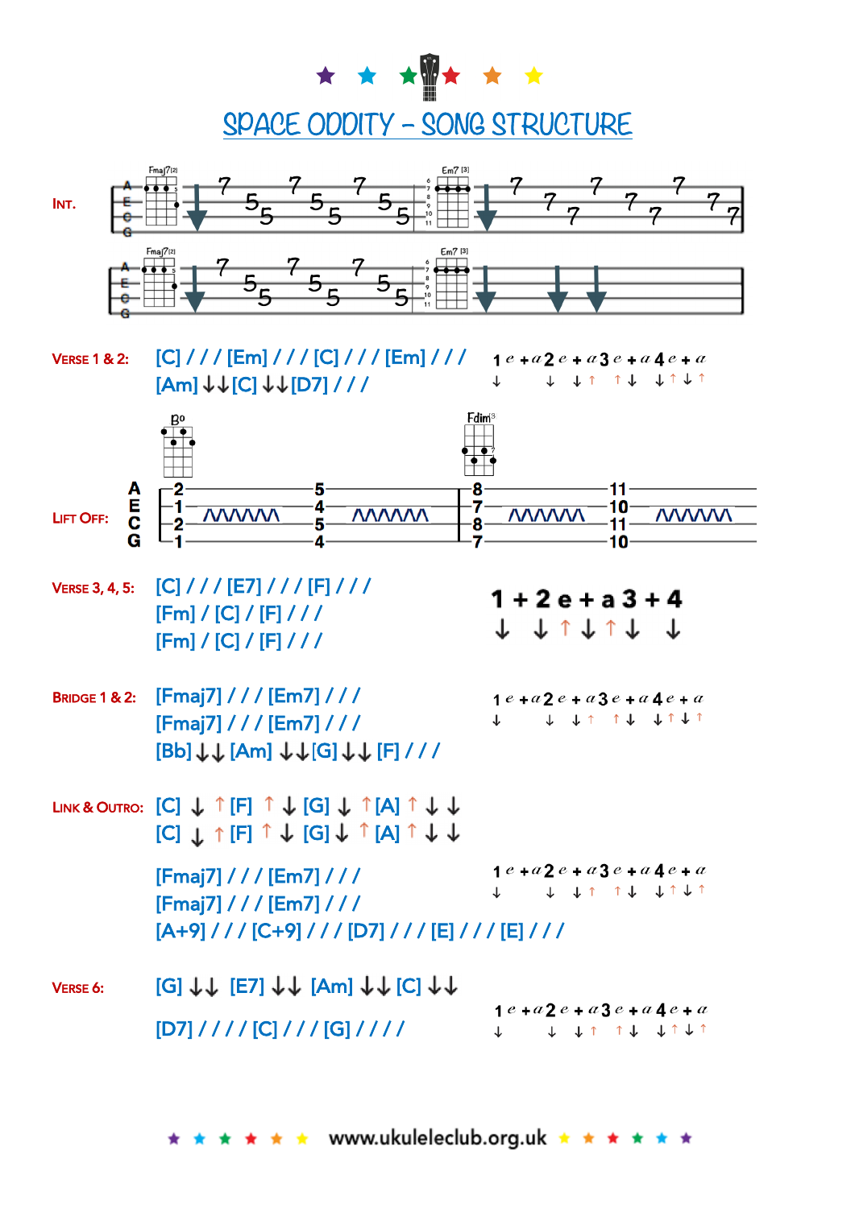# SPACE ODDITY – SONG STRUCTURE

**INT.**

Fmaj7 [2] 7 5 5 7 5 5 7 5 5 | Em7 [3] 7 7 7 7 7 7 7 7 7

Fmaj7 [2] 7 5 5 7 5 5 7 5 5 | Em7 [3] ↓ ↓ ↓

**VERSE 1 & 2:**

[C] / / / [Em] / / / [C] / / / [Em] / / /
[Am] ↓↓ [C] ↓↓ [D7] / / /

1 e + a 2 e + a 3 e + a 4 e + a
↓ ↓ ↓↑ ↑↓ ↓↑↓↑

**LIFT OFF:**

B° | Fdim

A: 2 5 | 8 11
E: 1 4 | 7 10
C: 2 5 | 8 11
G: 1 4 | 7 10

**VERSE 3, 4, 5:**

[C] / / / [E7] / / / [F] / / /
[Fm] / [C] / [F] / / /
[Fm] / [C] / [F] / / /

1 + 2 e + a 3 + 4
↓ ↓↑↓↑↓ ↓

**BRIDGE 1 & 2:**

[Fmaj7] / / / [Em7] / / /
[Fmaj7] / / / [Em7] / / /
[Bb] ↓↓ [Am] ↓↓ [G] ↓↓ [F] / / /

1 e + a 2 e + a 3 e + a 4 e + a
↓ ↓ ↓↑ ↑↓ ↓↑↓↑

**LINK & OUTRO:**

[C] ↓ ↑ [F] ↑ ↓ [G] ↓ ↑ [A] ↑ ↓ ↓
[C] ↓ ↑ [F] ↑ ↓ [G] ↓ ↑ [A] ↑ ↓ ↓

[Fmaj7] / / / [Em7] / / /
[Fmaj7] / / / [Em7] / / /
[A+9] / / / [C+9] / / / [D7] / / / [E] / / / [E] / / /

1 e + a 2 e + a 3 e + a 4 e + a
↓ ↓ ↓↑ ↑↓ ↓↑↓↑

**VERSE 6:**

[G] ↓↓ [E7] ↓↓ [Am] ↓↓ [C] ↓↓

[D7] / / / / [C] / / / [G] / / / /

1 e + a 2 e + a 3 e + a 4 e + a
↓ ↓ ↓↑ ↑↓ ↓↑↓↑

www.ukuleleclub.org.uk